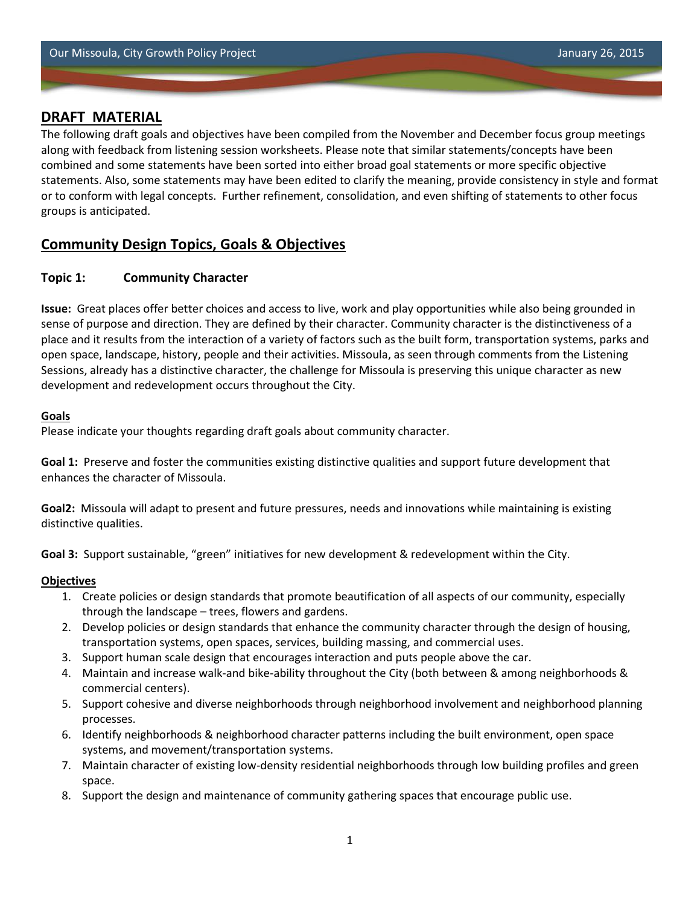## DRAFT MATERIAL

The following draft goals and objectives have been compiled from the November and December focus group meetings along with feedback from listening session worksheets. Please note that similar statements/concepts have been combined and some statements have been sorted into either broad goal statements or more specific objective statements. Also, some statements may have been edited to clarify the meaning, provide consistency in style and format or to conform with legal concepts. Further refinement, consolidation, and even shifting of statements to other focus groups is anticipated.

## Community Design Topics, Goals & Objectives

### Topic 1: Community Character

**Issue:** Great places offer better choices and access to live, work and play opportunities while also being grounded in sense of purpose and direction. They are defined by their character. Community character is the distinctiveness of a place and it results from the interaction of a variety of factors such as the built form, transportation systems, parks and open space, landscape, history, people and their activities. Missoula, as seen through comments from the Listening Sessions, already has a distinctive character, the challenge for Missoula is preserving this unique character as new development and redevelopment occurs throughout the City.

**Goals**

Please indicate your thoughts regarding draft goals about community character.

**Goal 1:** Preserve and foster the communities existing distinctive qualities and support future development that enhances the character of Missoula.

**Goal2:** Missoula will adapt to present and future pressures, needs and innovations while maintaining is existing distinctive qualities.

**Goal 3:** Support sustainable, "green" initiatives for new development & redevelopment within the City.

**Objectives**

1. Create policies or design standards that promote beautification of all aspects of our community, especially through the landscape – trees, flowers and gardens.
2. Develop policies or design standards that enhance the community character through the design of housing, transportation systems, open spaces, services, building massing, and commercial uses.
3. Support human scale design that encourages interaction and puts people above the car.
4. Maintain and increase walk-and bike-ability throughout the City (both between & among neighborhoods & commercial centers).
5. Support cohesive and diverse neighborhoods through neighborhood involvement and neighborhood planning processes.
6. Identify neighborhoods & neighborhood character patterns including the built environment, open space systems, and movement/transportation systems.
7. Maintain character of existing low-density residential neighborhoods through low building profiles and green space.
8. Support the design and maintenance of community gathering spaces that encourage public use.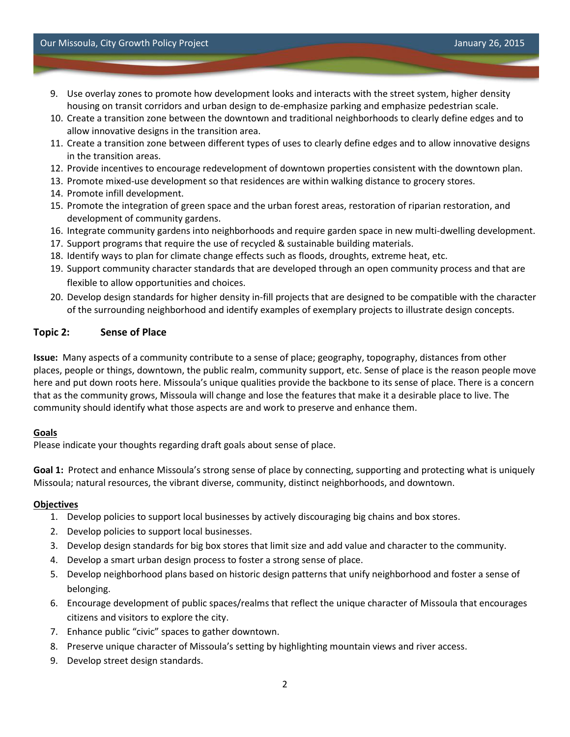9. Use overlay zones to promote how development looks and interacts with the street system, higher density housing on transit corridors and urban design to de-emphasize parking and emphasize pedestrian scale.
10. Create a transition zone between the downtown and traditional neighborhoods to clearly define edges and to allow innovative designs in the transition area.
11. Create a transition zone between different types of uses to clearly define edges and to allow innovative designs in the transition areas.
12. Provide incentives to encourage redevelopment of downtown properties consistent with the downtown plan.
13. Promote mixed-use development so that residences are within walking distance to grocery stores.
14. Promote infill development.
15. Promote the integration of green space and the urban forest areas, restoration of riparian restoration, and development of community gardens.
16. Integrate community gardens into neighborhoods and require garden space in new multi-dwelling development.
17. Support programs that require the use of recycled & sustainable building materials.
18. Identify ways to plan for climate change effects such as floods, droughts, extreme heat, etc.
19. Support community character standards that are developed through an open community process and that are flexible to allow opportunities and choices.
20. Develop design standards for higher density in-fill projects that are designed to be compatible with the character of the surrounding neighborhood and identify examples of exemplary projects to illustrate design concepts.

## Topic 2: Sense of Place

**Issue:** Many aspects of a community contribute to a sense of place; geography, topography, distances from other places, people or things, downtown, the public realm, community support, etc. Sense of place is the reason people move here and put down roots here. Missoula's unique qualities provide the backbone to its sense of place. There is a concern that as the community grows, Missoula will change and lose the features that make it a desirable place to live. The community should identify what those aspects are and work to preserve and enhance them.

**Goals**

Please indicate your thoughts regarding draft goals about sense of place.

**Goal 1:** Protect and enhance Missoula's strong sense of place by connecting, supporting and protecting what is uniquely Missoula; natural resources, the vibrant diverse, community, distinct neighborhoods, and downtown.

**Objectives**

1. Develop policies to support local businesses by actively discouraging big chains and box stores.
2. Develop policies to support local businesses.
3. Develop design standards for big box stores that limit size and add value and character to the community.
4. Develop a smart urban design process to foster a strong sense of place.
5. Develop neighborhood plans based on historic design patterns that unify neighborhood and foster a sense of belonging.
6. Encourage development of public spaces/realms that reflect the unique character of Missoula that encourages citizens and visitors to explore the city.
7. Enhance public "civic" spaces to gather downtown.
8. Preserve unique character of Missoula's setting by highlighting mountain views and river access.
9. Develop street design standards.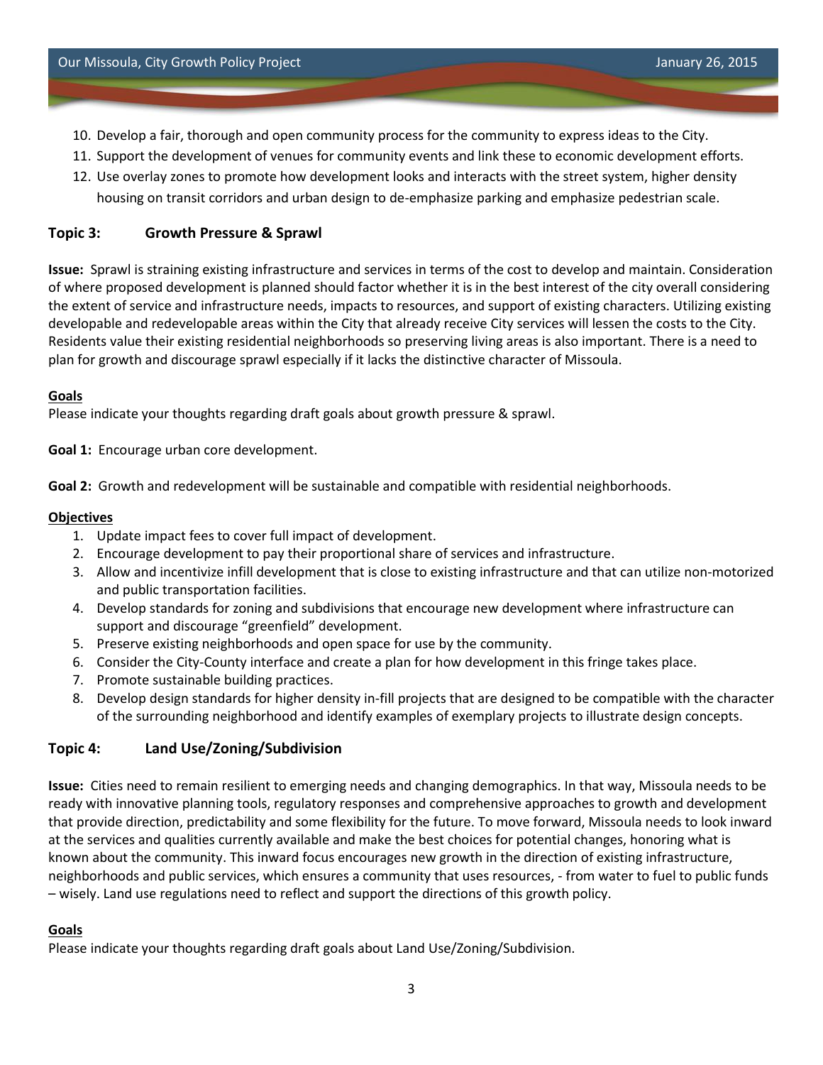10. Develop a fair, thorough and open community process for the community to express ideas to the City.
11. Support the development of venues for community events and link these to economic development efforts.
12. Use overlay zones to promote how development looks and interacts with the street system, higher density housing on transit corridors and urban design to de-emphasize parking and emphasize pedestrian scale.

## Topic 3: Growth Pressure & Sprawl

**Issue:** Sprawl is straining existing infrastructure and services in terms of the cost to develop and maintain. Consideration of where proposed development is planned should factor whether it is in the best interest of the city overall considering the extent of service and infrastructure needs, impacts to resources, and support of existing characters. Utilizing existing developable and redevelopable areas within the City that already receive City services will lessen the costs to the City. Residents value their existing residential neighborhoods so preserving living areas is also important. There is a need to plan for growth and discourage sprawl especially if it lacks the distinctive character of Missoula.

### Goals

Please indicate your thoughts regarding draft goals about growth pressure & sprawl.

**Goal 1:** Encourage urban core development.

**Goal 2:** Growth and redevelopment will be sustainable and compatible with residential neighborhoods.

### Objectives

1. Update impact fees to cover full impact of development.
2. Encourage development to pay their proportional share of services and infrastructure.
3. Allow and incentivize infill development that is close to existing infrastructure and that can utilize non-motorized and public transportation facilities.
4. Develop standards for zoning and subdivisions that encourage new development where infrastructure can support and discourage "greenfield" development.
5. Preserve existing neighborhoods and open space for use by the community.
6. Consider the City-County interface and create a plan for how development in this fringe takes place.
7. Promote sustainable building practices.
8. Develop design standards for higher density in-fill projects that are designed to be compatible with the character of the surrounding neighborhood and identify examples of exemplary projects to illustrate design concepts.

## Topic 4: Land Use/Zoning/Subdivision

**Issue:** Cities need to remain resilient to emerging needs and changing demographics. In that way, Missoula needs to be ready with innovative planning tools, regulatory responses and comprehensive approaches to growth and development that provide direction, predictability and some flexibility for the future. To move forward, Missoula needs to look inward at the services and qualities currently available and make the best choices for potential changes, honoring what is known about the community. This inward focus encourages new growth in the direction of existing infrastructure, neighborhoods and public services, which ensures a community that uses resources, - from water to fuel to public funds – wisely. Land use regulations need to reflect and support the directions of this growth policy.

### Goals

Please indicate your thoughts regarding draft goals about Land Use/Zoning/Subdivision.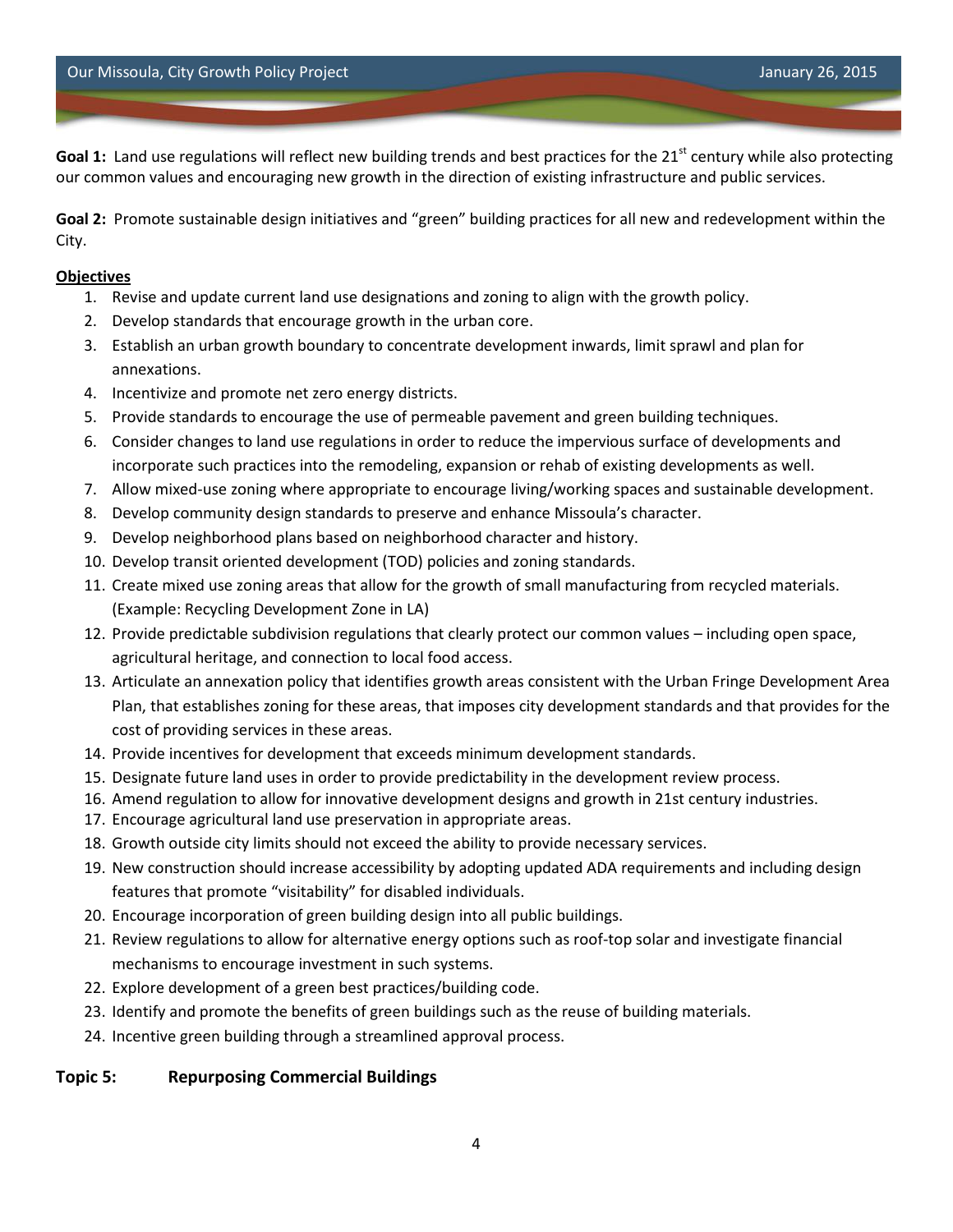**Goal 1:** Land use regulations will reflect new building trends and best practices for the 21st century while also protecting our common values and encouraging new growth in the direction of existing infrastructure and public services.

**Goal 2:** Promote sustainable design initiatives and "green" building practices for all new and redevelopment within the City.

**Objectives**

1. Revise and update current land use designations and zoning to align with the growth policy.
2. Develop standards that encourage growth in the urban core.
3. Establish an urban growth boundary to concentrate development inwards, limit sprawl and plan for annexations.
4. Incentivize and promote net zero energy districts.
5. Provide standards to encourage the use of permeable pavement and green building techniques.
6. Consider changes to land use regulations in order to reduce the impervious surface of developments and incorporate such practices into the remodeling, expansion or rehab of existing developments as well.
7. Allow mixed-use zoning where appropriate to encourage living/working spaces and sustainable development.
8. Develop community design standards to preserve and enhance Missoula's character.
9. Develop neighborhood plans based on neighborhood character and history.
10. Develop transit oriented development (TOD) policies and zoning standards.
11. Create mixed use zoning areas that allow for the growth of small manufacturing from recycled materials. (Example: Recycling Development Zone in LA)
12. Provide predictable subdivision regulations that clearly protect our common values – including open space, agricultural heritage, and connection to local food access.
13. Articulate an annexation policy that identifies growth areas consistent with the Urban Fringe Development Area Plan, that establishes zoning for these areas, that imposes city development standards and that provides for the cost of providing services in these areas.
14. Provide incentives for development that exceeds minimum development standards.
15. Designate future land uses in order to provide predictability in the development review process.
16. Amend regulation to allow for innovative development designs and growth in 21st century industries.
17. Encourage agricultural land use preservation in appropriate areas.
18. Growth outside city limits should not exceed the ability to provide necessary services.
19. New construction should increase accessibility by adopting updated ADA requirements and including design features that promote "visitability" for disabled individuals.
20. Encourage incorporation of green building design into all public buildings.
21. Review regulations to allow for alternative energy options such as roof-top solar and investigate financial mechanisms to encourage investment in such systems.
22. Explore development of a green best practices/building code.
23. Identify and promote the benefits of green buildings such as the reuse of building materials.
24. Incentive green building through a streamlined approval process.

## Topic 5: Repurposing Commercial Buildings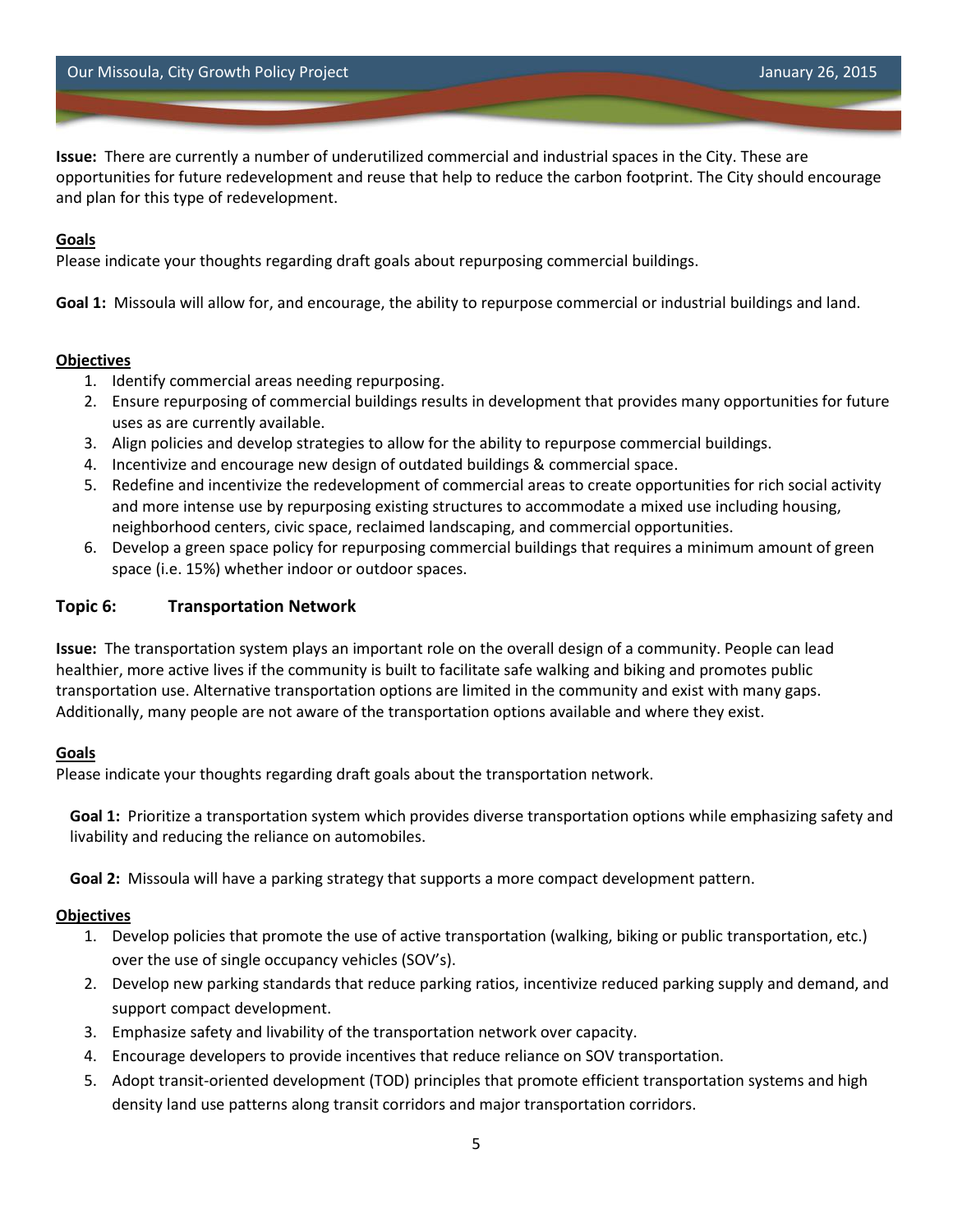**Issue:** There are currently a number of underutilized commercial and industrial spaces in the City. These are opportunities for future redevelopment and reuse that help to reduce the carbon footprint. The City should encourage and plan for this type of redevelopment.

**Goals**

Please indicate your thoughts regarding draft goals about repurposing commercial buildings.

**Goal 1:** Missoula will allow for, and encourage, the ability to repurpose commercial or industrial buildings and land.

**Objectives**

1. Identify commercial areas needing repurposing.
2. Ensure repurposing of commercial buildings results in development that provides many opportunities for future uses as are currently available.
3. Align policies and develop strategies to allow for the ability to repurpose commercial buildings.
4. Incentivize and encourage new design of outdated buildings & commercial space.
5. Redefine and incentivize the redevelopment of commercial areas to create opportunities for rich social activity and more intense use by repurposing existing structures to accommodate a mixed use including housing, neighborhood centers, civic space, reclaimed landscaping, and commercial opportunities.
6. Develop a green space policy for repurposing commercial buildings that requires a minimum amount of green space (i.e. 15%) whether indoor or outdoor spaces.

## Topic 6: Transportation Network

**Issue:** The transportation system plays an important role on the overall design of a community. People can lead healthier, more active lives if the community is built to facilitate safe walking and biking and promotes public transportation use. Alternative transportation options are limited in the community and exist with many gaps. Additionally, many people are not aware of the transportation options available and where they exist.

**Goals**

Please indicate your thoughts regarding draft goals about the transportation network.

**Goal 1:** Prioritize a transportation system which provides diverse transportation options while emphasizing safety and livability and reducing the reliance on automobiles.

**Goal 2:** Missoula will have a parking strategy that supports a more compact development pattern.

**Objectives**

1. Develop policies that promote the use of active transportation (walking, biking or public transportation, etc.) over the use of single occupancy vehicles (SOV's).
2. Develop new parking standards that reduce parking ratios, incentivize reduced parking supply and demand, and support compact development.
3. Emphasize safety and livability of the transportation network over capacity.
4. Encourage developers to provide incentives that reduce reliance on SOV transportation.
5. Adopt transit-oriented development (TOD) principles that promote efficient transportation systems and high density land use patterns along transit corridors and major transportation corridors.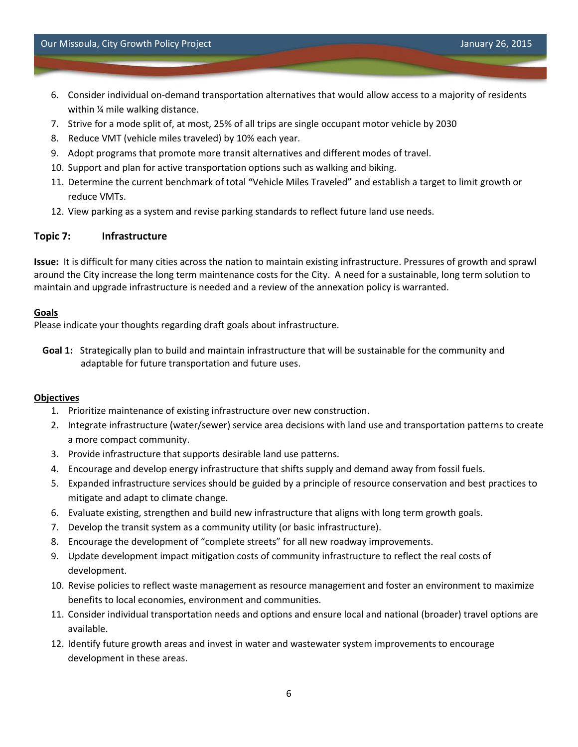6. Consider individual on-demand transportation alternatives that would allow access to a majority of residents within ¼ mile walking distance.
7. Strive for a mode split of, at most, 25% of all trips are single occupant motor vehicle by 2030
8. Reduce VMT (vehicle miles traveled) by 10% each year.
9. Adopt programs that promote more transit alternatives and different modes of travel.
10. Support and plan for active transportation options such as walking and biking.
11. Determine the current benchmark of total "Vehicle Miles Traveled" and establish a target to limit growth or reduce VMTs.
12. View parking as a system and revise parking standards to reflect future land use needs.

## Topic 7: Infrastructure

**Issue:** It is difficult for many cities across the nation to maintain existing infrastructure. Pressures of growth and sprawl around the City increase the long term maintenance costs for the City. A need for a sustainable, long term solution to maintain and upgrade infrastructure is needed and a review of the annexation policy is warranted.

**Goals**

Please indicate your thoughts regarding draft goals about infrastructure.

**Goal 1:** Strategically plan to build and maintain infrastructure that will be sustainable for the community and adaptable for future transportation and future uses.

**Objectives**

1. Prioritize maintenance of existing infrastructure over new construction.
2. Integrate infrastructure (water/sewer) service area decisions with land use and transportation patterns to create a more compact community.
3. Provide infrastructure that supports desirable land use patterns.
4. Encourage and develop energy infrastructure that shifts supply and demand away from fossil fuels.
5. Expanded infrastructure services should be guided by a principle of resource conservation and best practices to mitigate and adapt to climate change.
6. Evaluate existing, strengthen and build new infrastructure that aligns with long term growth goals.
7. Develop the transit system as a community utility (or basic infrastructure).
8. Encourage the development of "complete streets" for all new roadway improvements.
9. Update development impact mitigation costs of community infrastructure to reflect the real costs of development.
10. Revise policies to reflect waste management as resource management and foster an environment to maximize benefits to local economies, environment and communities.
11. Consider individual transportation needs and options and ensure local and national (broader) travel options are available.
12. Identify future growth areas and invest in water and wastewater system improvements to encourage development in these areas.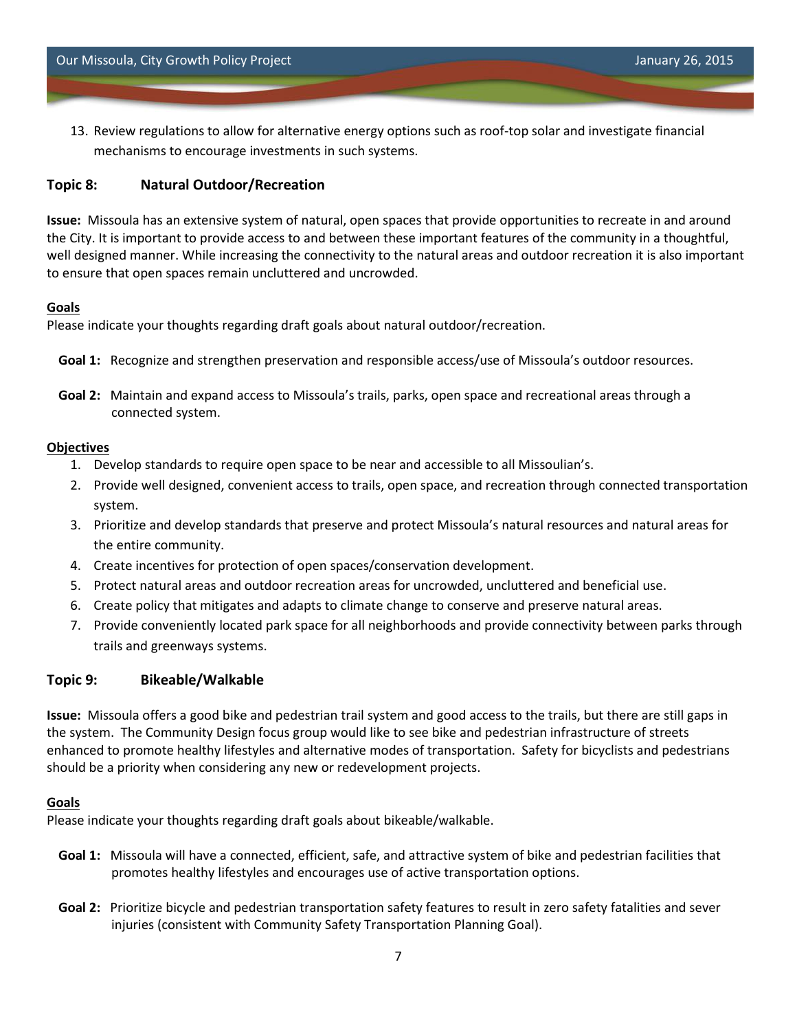13. Review regulations to allow for alternative energy options such as roof-top solar and investigate financial mechanisms to encourage investments in such systems.

### Topic 8: Natural Outdoor/Recreation

**Issue:** Missoula has an extensive system of natural, open spaces that provide opportunities to recreate in and around the City. It is important to provide access to and between these important features of the community in a thoughtful, well designed manner. While increasing the connectivity to the natural areas and outdoor recreation it is also important to ensure that open spaces remain uncluttered and uncrowded.

**Goals**

Please indicate your thoughts regarding draft goals about natural outdoor/recreation.

**Goal 1:** Recognize and strengthen preservation and responsible access/use of Missoula's outdoor resources.

**Goal 2:** Maintain and expand access to Missoula's trails, parks, open space and recreational areas through a connected system.

**Objectives**

1. Develop standards to require open space to be near and accessible to all Missoulian's.
2. Provide well designed, convenient access to trails, open space, and recreation through connected transportation system.
3. Prioritize and develop standards that preserve and protect Missoula's natural resources and natural areas for the entire community.
4. Create incentives for protection of open spaces/conservation development.
5. Protect natural areas and outdoor recreation areas for uncrowded, uncluttered and beneficial use.
6. Create policy that mitigates and adapts to climate change to conserve and preserve natural areas.
7. Provide conveniently located park space for all neighborhoods and provide connectivity between parks through trails and greenways systems.

### Topic 9: Bikeable/Walkable

**Issue:** Missoula offers a good bike and pedestrian trail system and good access to the trails, but there are still gaps in the system. The Community Design focus group would like to see bike and pedestrian infrastructure of streets enhanced to promote healthy lifestyles and alternative modes of transportation. Safety for bicyclists and pedestrians should be a priority when considering any new or redevelopment projects.

**Goals**

Please indicate your thoughts regarding draft goals about bikeable/walkable.

**Goal 1:** Missoula will have a connected, efficient, safe, and attractive system of bike and pedestrian facilities that promotes healthy lifestyles and encourages use of active transportation options.

**Goal 2:** Prioritize bicycle and pedestrian transportation safety features to result in zero safety fatalities and sever injuries (consistent with Community Safety Transportation Planning Goal).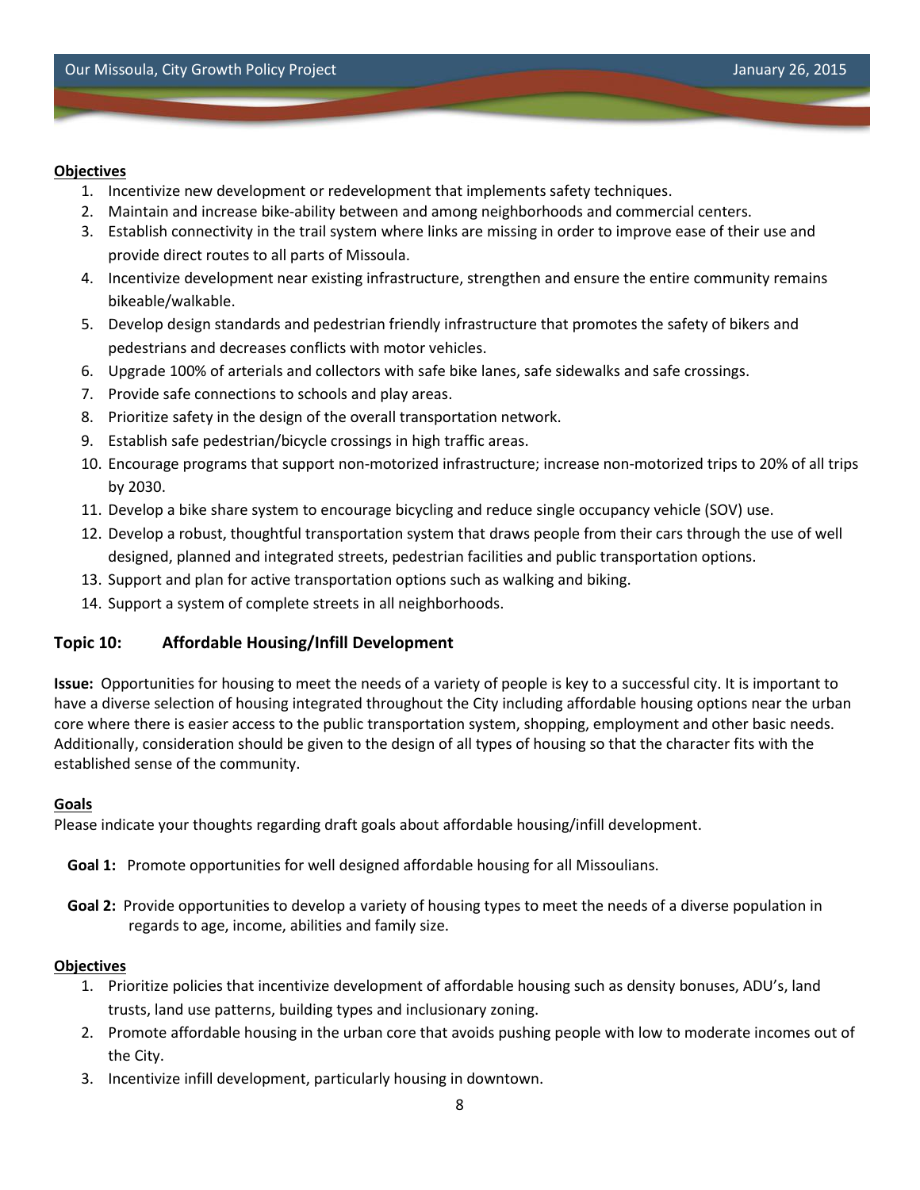**Objectives**

1. Incentivize new development or redevelopment that implements safety techniques.
2. Maintain and increase bike-ability between and among neighborhoods and commercial centers.
3. Establish connectivity in the trail system where links are missing in order to improve ease of their use and provide direct routes to all parts of Missoula.
4. Incentivize development near existing infrastructure, strengthen and ensure the entire community remains bikeable/walkable.
5. Develop design standards and pedestrian friendly infrastructure that promotes the safety of bikers and pedestrians and decreases conflicts with motor vehicles.
6. Upgrade 100% of arterials and collectors with safe bike lanes, safe sidewalks and safe crossings.
7. Provide safe connections to schools and play areas.
8. Prioritize safety in the design of the overall transportation network.
9. Establish safe pedestrian/bicycle crossings in high traffic areas.
10. Encourage programs that support non-motorized infrastructure; increase non-motorized trips to 20% of all trips by 2030.
11. Develop a bike share system to encourage bicycling and reduce single occupancy vehicle (SOV) use.
12. Develop a robust, thoughtful transportation system that draws people from their cars through the use of well designed, planned and integrated streets, pedestrian facilities and public transportation options.
13. Support and plan for active transportation options such as walking and biking.
14. Support a system of complete streets in all neighborhoods.

## Topic 10: Affordable Housing/Infill Development

**Issue:** Opportunities for housing to meet the needs of a variety of people is key to a successful city. It is important to have a diverse selection of housing integrated throughout the City including affordable housing options near the urban core where there is easier access to the public transportation system, shopping, employment and other basic needs. Additionally, consideration should be given to the design of all types of housing so that the character fits with the established sense of the community.

**Goals**

Please indicate your thoughts regarding draft goals about affordable housing/infill development.

**Goal 1:** Promote opportunities for well designed affordable housing for all Missoulians.

**Goal 2:** Provide opportunities to develop a variety of housing types to meet the needs of a diverse population in regards to age, income, abilities and family size.

**Objectives**

1. Prioritize policies that incentivize development of affordable housing such as density bonuses, ADU's, land trusts, land use patterns, building types and inclusionary zoning.
2. Promote affordable housing in the urban core that avoids pushing people with low to moderate incomes out of the City.
3. Incentivize infill development, particularly housing in downtown.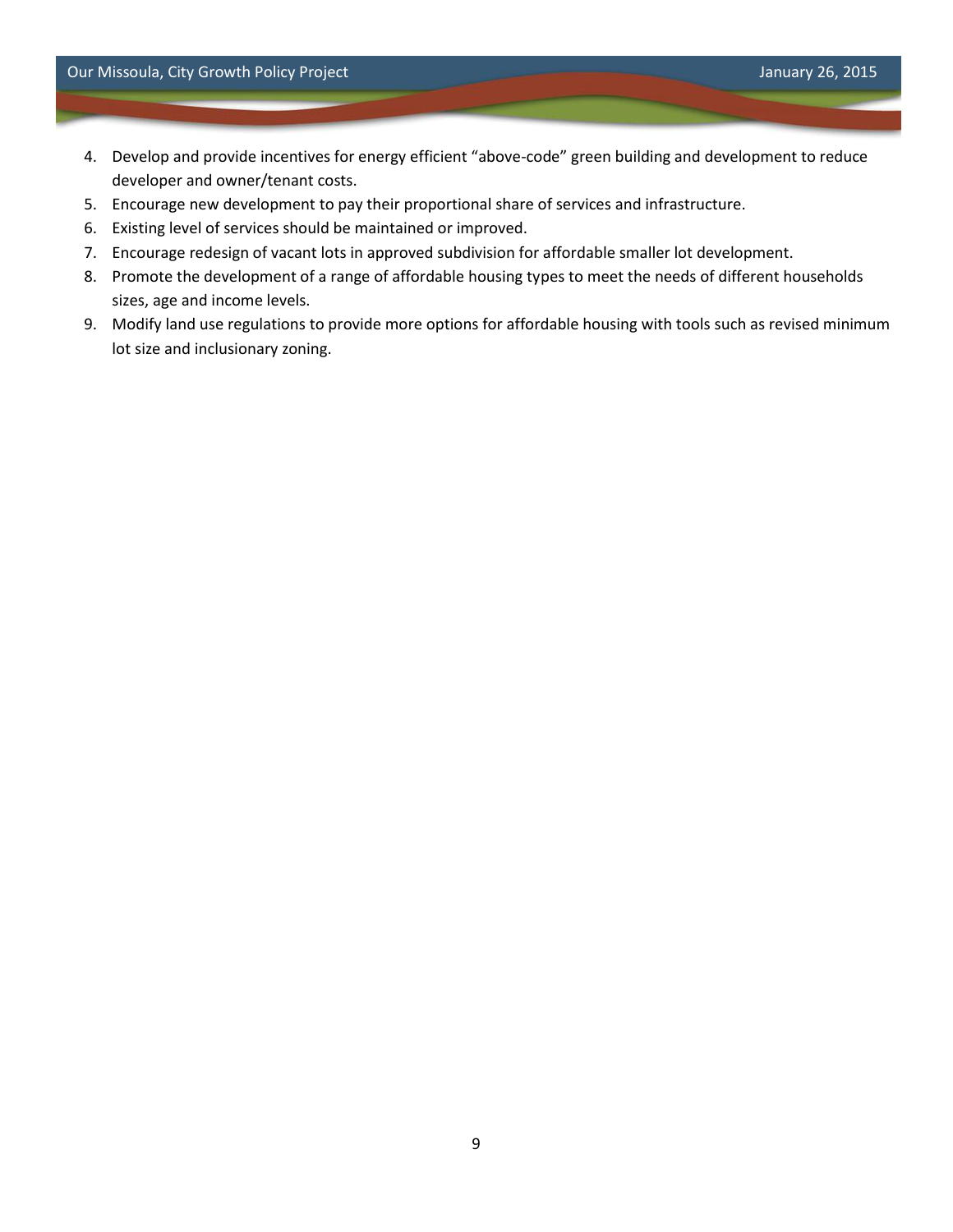4. Develop and provide incentives for energy efficient “above-code” green building and development to reduce developer and owner/tenant costs.
5. Encourage new development to pay their proportional share of services and infrastructure.
6. Existing level of services should be maintained or improved.
7. Encourage redesign of vacant lots in approved subdivision for affordable smaller lot development.
8. Promote the development of a range of affordable housing types to meet the needs of different households sizes, age and income levels.
9. Modify land use regulations to provide more options for affordable housing with tools such as revised minimum lot size and inclusionary zoning.